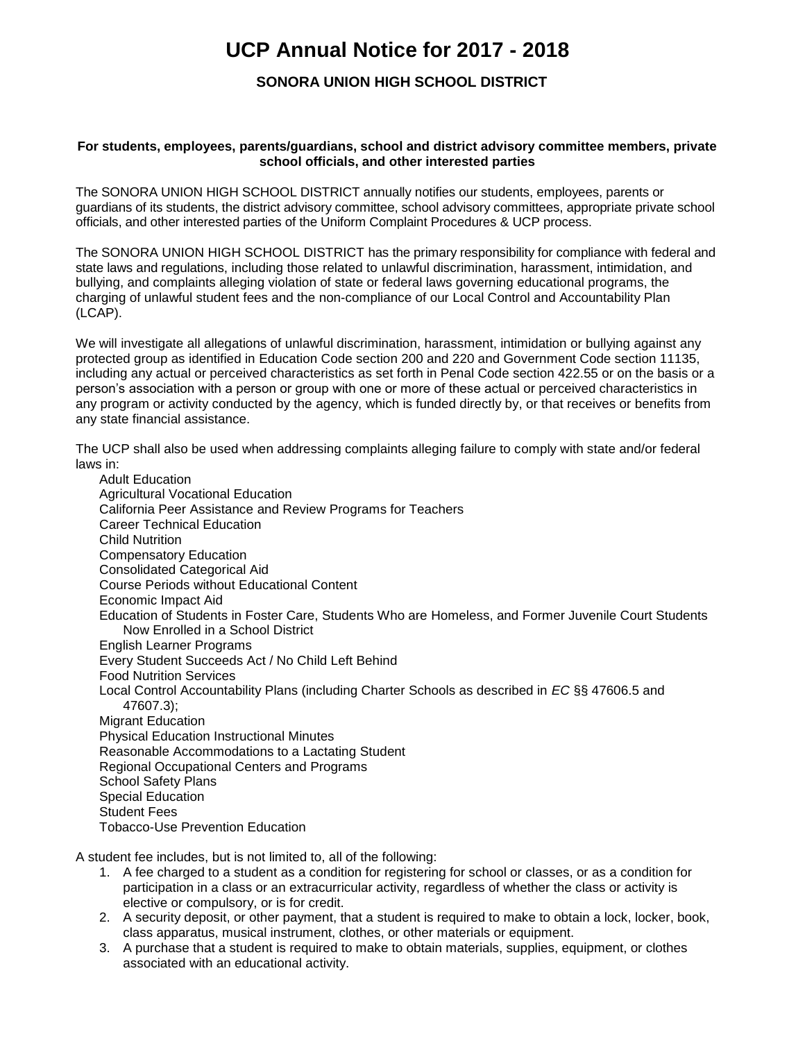# UCP Annual Notice for 2017 - 2018

### SONORA UNION HIGH SCHOOL DISTRICT

**For students, employees, parents/guardians, school and district advisory committee members, private school officials, and other interested parties**

The SONORA UNION HIGH SCHOOL DISTRICT annually notifies our students, employees, parents or guardians of its students, the district advisory committee, school advisory committees, appropriate private school officials, and other interested parties of the Uniform Complaint Procedures & UCP process.

The SONORA UNION HIGH SCHOOL DISTRICT has the primary responsibility for compliance with federal and state laws and regulations, including those related to unlawful discrimination, harassment, intimidation, and bullying, and complaints alleging violation of state or federal laws governing educational programs, the charging of unlawful student fees and the non-compliance of our Local Control and Accountability Plan (LCAP).

We will investigate all allegations of unlawful discrimination, harassment, intimidation or bullying against any protected group as identified in Education Code section 200 and 220 and Government Code section 11135, including any actual or perceived characteristics as set forth in Penal Code section 422.55 or on the basis or a person's association with a person or group with one or more of these actual or perceived characteristics in any program or activity conducted by the agency, which is funded directly by, or that receives or benefits from any state financial assistance.

The UCP shall also be used when addressing complaints alleging failure to comply with state and/or federal laws in:

- Adult Education
- Agricultural Vocational Education
- California Peer Assistance and Review Programs for Teachers
- Career Technical Education
- Child Nutrition
- Compensatory Education
- Consolidated Categorical Aid
- Course Periods without Educational Content
- Economic Impact Aid
- Education of Students in Foster Care, Students Who are Homeless, and Former Juvenile Court Students Now Enrolled in a School District
- English Learner Programs
- Every Student Succeeds Act / No Child Left Behind
- Food Nutrition Services
- Local Control Accountability Plans (including Charter Schools as described in *EC* §§ 47606.5 and 47607.3);
- Migrant Education
- Physical Education Instructional Minutes
- Reasonable Accommodations to a Lactating Student
- Regional Occupational Centers and Programs
- School Safety Plans
- Special Education
- Student Fees
- Tobacco-Use Prevention Education

A student fee includes, but is not limited to, all of the following:

1. A fee charged to a student as a condition for registering for school or classes, or as a condition for participation in a class or an extracurricular activity, regardless of whether the class or activity is elective or compulsory, or is for credit.
2. A security deposit, or other payment, that a student is required to make to obtain a lock, locker, book, class apparatus, musical instrument, clothes, or other materials or equipment.
3. A purchase that a student is required to make to obtain materials, supplies, equipment, or clothes associated with an educational activity.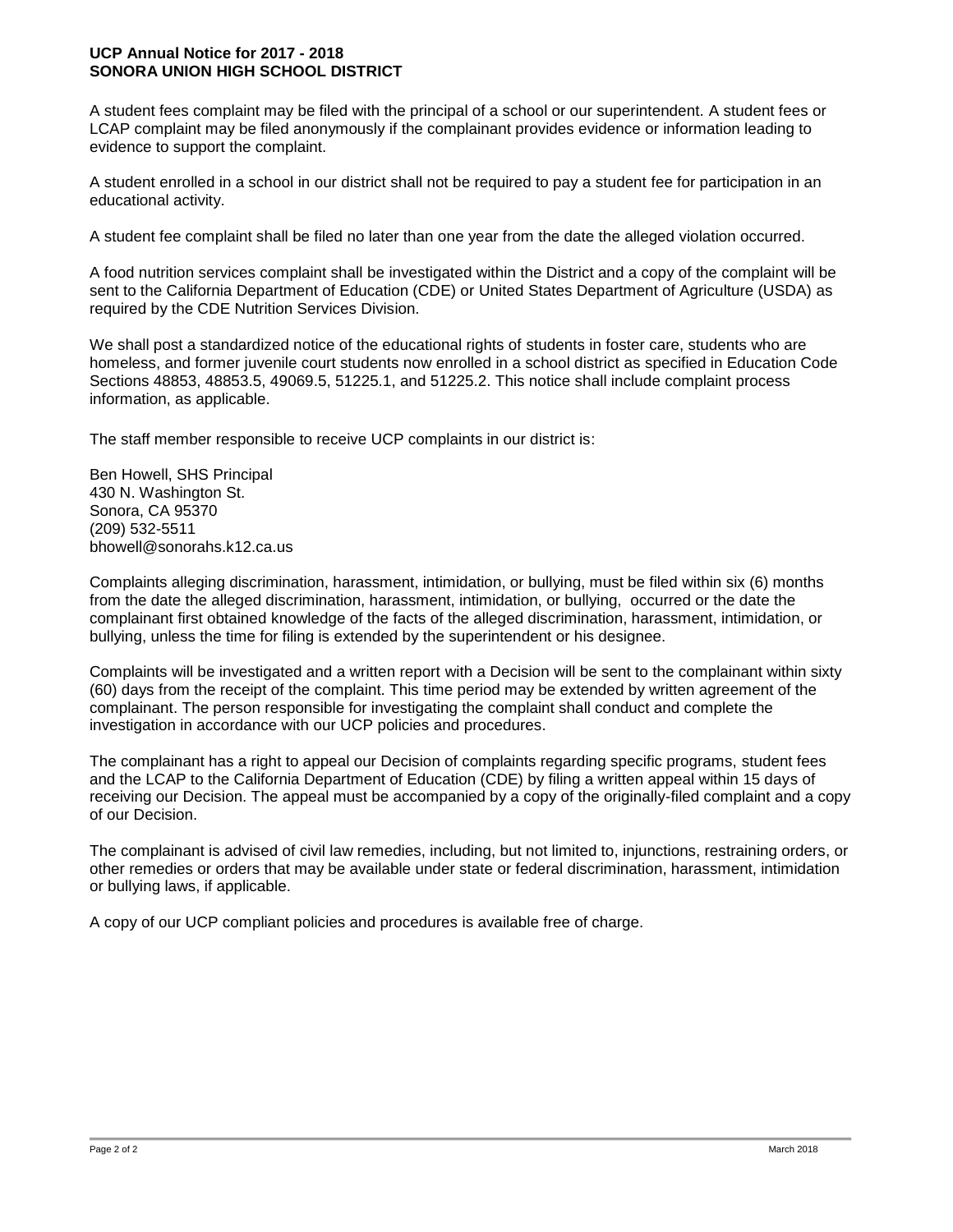**UCP Annual Notice for 2017 - 2018**
**SONORA UNION HIGH SCHOOL DISTRICT**

A student fees complaint may be filed with the principal of a school or our superintendent. A student fees or LCAP complaint may be filed anonymously if the complainant provides evidence or information leading to evidence to support the complaint.

A student enrolled in a school in our district shall not be required to pay a student fee for participation in an educational activity.

A student fee complaint shall be filed no later than one year from the date the alleged violation occurred.

A food nutrition services complaint shall be investigated within the District and a copy of the complaint will be sent to the California Department of Education (CDE) or United States Department of Agriculture (USDA) as required by the CDE Nutrition Services Division.

We shall post a standardized notice of the educational rights of students in foster care, students who are homeless, and former juvenile court students now enrolled in a school district as specified in Education Code Sections 48853, 48853.5, 49069.5, 51225.1, and 51225.2. This notice shall include complaint process information, as applicable.

The staff member responsible to receive UCP complaints in our district is:

Ben Howell, SHS Principal
430 N. Washington St.
Sonora, CA 95370
(209) 532-5511
bhowell@sonorahs.k12.ca.us

Complaints alleging discrimination, harassment, intimidation, or bullying, must be filed within six (6) months from the date the alleged discrimination, harassment, intimidation, or bullying, occurred or the date the complainant first obtained knowledge of the facts of the alleged discrimination, harassment, intimidation, or bullying, unless the time for filing is extended by the superintendent or his designee.

Complaints will be investigated and a written report with a Decision will be sent to the complainant within sixty (60) days from the receipt of the complaint. This time period may be extended by written agreement of the complainant. The person responsible for investigating the complaint shall conduct and complete the investigation in accordance with our UCP policies and procedures.

The complainant has a right to appeal our Decision of complaints regarding specific programs, student fees and the LCAP to the California Department of Education (CDE) by filing a written appeal within 15 days of receiving our Decision. The appeal must be accompanied by a copy of the originally-filed complaint and a copy of our Decision.

The complainant is advised of civil law remedies, including, but not limited to, injunctions, restraining orders, or other remedies or orders that may be available under state or federal discrimination, harassment, intimidation or bullying laws, if applicable.

A copy of our UCP compliant policies and procedures is available free of charge.